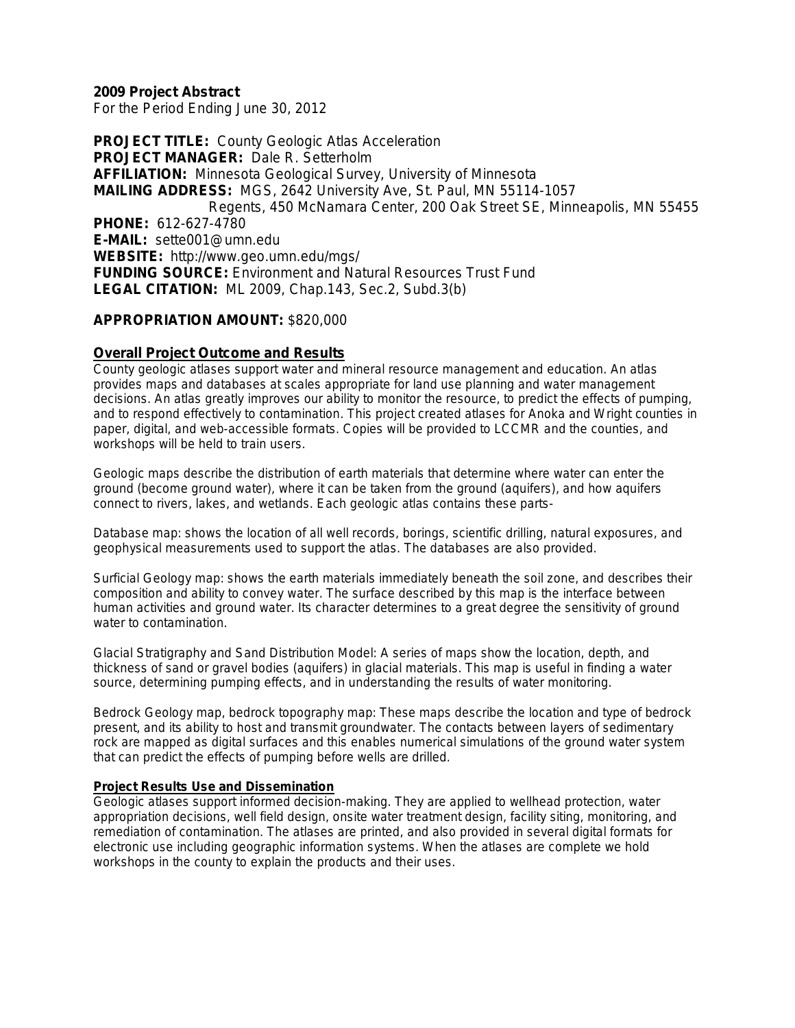**2009 Project Abstract**
For the Period Ending June 30, 2012

**PROJECT TITLE:** County Geologic Atlas Acceleration
**PROJECT MANAGER:** Dale R. Setterholm
**AFFILIATION:** Minnesota Geological Survey, University of Minnesota
**MAILING ADDRESS:** MGS, 2642 University Ave, St. Paul, MN 55114-1057
Regents, 450 McNamara Center, 200 Oak Street SE, Minneapolis, MN 55455
**PHONE:** 612-627-4780
**E-MAIL:** sette001@umn.edu
**WEBSITE:** http://www.geo.umn.edu/mgs/
**FUNDING SOURCE:** Environment and Natural Resources Trust Fund
**LEGAL CITATION:** ML 2009, Chap.143, Sec.2, Subd.3(b)

**APPROPRIATION AMOUNT:** $820,000

## Overall Project Outcome and Results

County geologic atlases support water and mineral resource management and education. An atlas provides maps and databases at scales appropriate for land use planning and water management decisions. An atlas greatly improves our ability to monitor the resource, to predict the effects of pumping, and to respond effectively to contamination. This project created atlases for Anoka and Wright counties in paper, digital, and web-accessible formats. Copies will be provided to LCCMR and the counties, and workshops will be held to train users.

Geologic maps describe the distribution of earth materials that determine where water can enter the ground (become ground water), where it can be taken from the ground (aquifers), and how aquifers connect to rivers, lakes, and wetlands. Each geologic atlas contains these parts-

Database map: shows the location of all well records, borings, scientific drilling, natural exposures, and geophysical measurements used to support the atlas. The databases are also provided.

Surficial Geology map: shows the earth materials immediately beneath the soil zone, and describes their composition and ability to convey water. The surface described by this map is the interface between human activities and ground water. Its character determines to a great degree the sensitivity of ground water to contamination.

Glacial Stratigraphy and Sand Distribution Model: A series of maps show the location, depth, and thickness of sand or gravel bodies (aquifers) in glacial materials. This map is useful in finding a water source, determining pumping effects, and in understanding the results of water monitoring.

Bedrock Geology map, bedrock topography map: These maps describe the location and type of bedrock present, and its ability to host and transmit groundwater. The contacts between layers of sedimentary rock are mapped as digital surfaces and this enables numerical simulations of the ground water system that can predict the effects of pumping before wells are drilled.

## Project Results Use and Dissemination

Geologic atlases support informed decision-making. They are applied to wellhead protection, water appropriation decisions, well field design, onsite water treatment design, facility siting, monitoring, and remediation of contamination. The atlases are printed, and also provided in several digital formats for electronic use including geographic information systems. When the atlases are complete we hold workshops in the county to explain the products and their uses.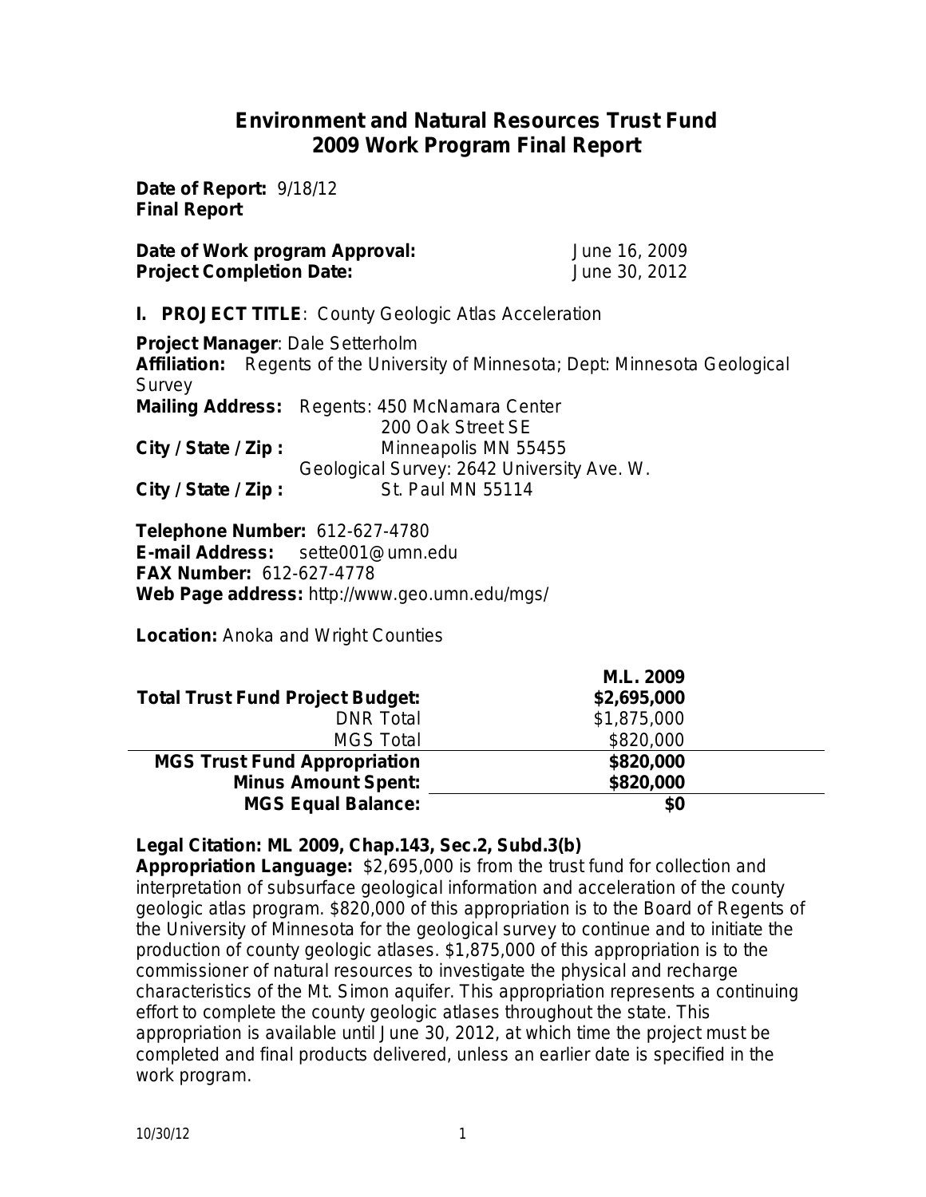# Environment and Natural Resources Trust Fund 2009 Work Program Final Report

**Date of Report:** 9/18/12
**Final Report**

**Date of Work program Approval:** June 16, 2009
**Project Completion Date:** June 30, 2012

**I. PROJECT TITLE**: County Geologic Atlas Acceleration

**Project Manager**: Dale Setterholm
**Affiliation:** Regents of the University of Minnesota; Dept: Minnesota Geological Survey
**Mailing Address:** Regents: 450 McNamara Center
200 Oak Street SE
**City / State / Zip :** Minneapolis MN 55455
Geological Survey: 2642 University Ave. W.
**City / State / Zip :** St. Paul MN 55114

**Telephone Number:** 612-627-4780
**E-mail Address:** sette001@umn.edu
**FAX Number:** 612-627-4778
**Web Page address:** http://www.geo.umn.edu/mgs/

**Location:** Anoka and Wright Counties

| | M.L. 2009 |
|---|---|
| **Total Trust Fund Project Budget:** | **$2,695,000** |
| DNR Total | $1,875,000 |
| MGS Total | $820,000 |
| **MGS Trust Fund Appropriation** | **$820,000** |
| **Minus Amount Spent:** | **$820,000** |
| **MGS Equal Balance:** | **$0** |

**Legal Citation: ML 2009, Chap.143, Sec.2, Subd.3(b)**
**Appropriation Language:** $2,695,000 is from the trust fund for collection and interpretation of subsurface geological information and acceleration of the county geologic atlas program. $820,000 of this appropriation is to the Board of Regents of the University of Minnesota for the geological survey to continue and to initiate the production of county geologic atlases. $1,875,000 of this appropriation is to the commissioner of natural resources to investigate the physical and recharge characteristics of the Mt. Simon aquifer. This appropriation represents a continuing effort to complete the county geologic atlases throughout the state. This appropriation is available until June 30, 2012, at which time the project must be completed and final products delivered, unless an earlier date is specified in the work program.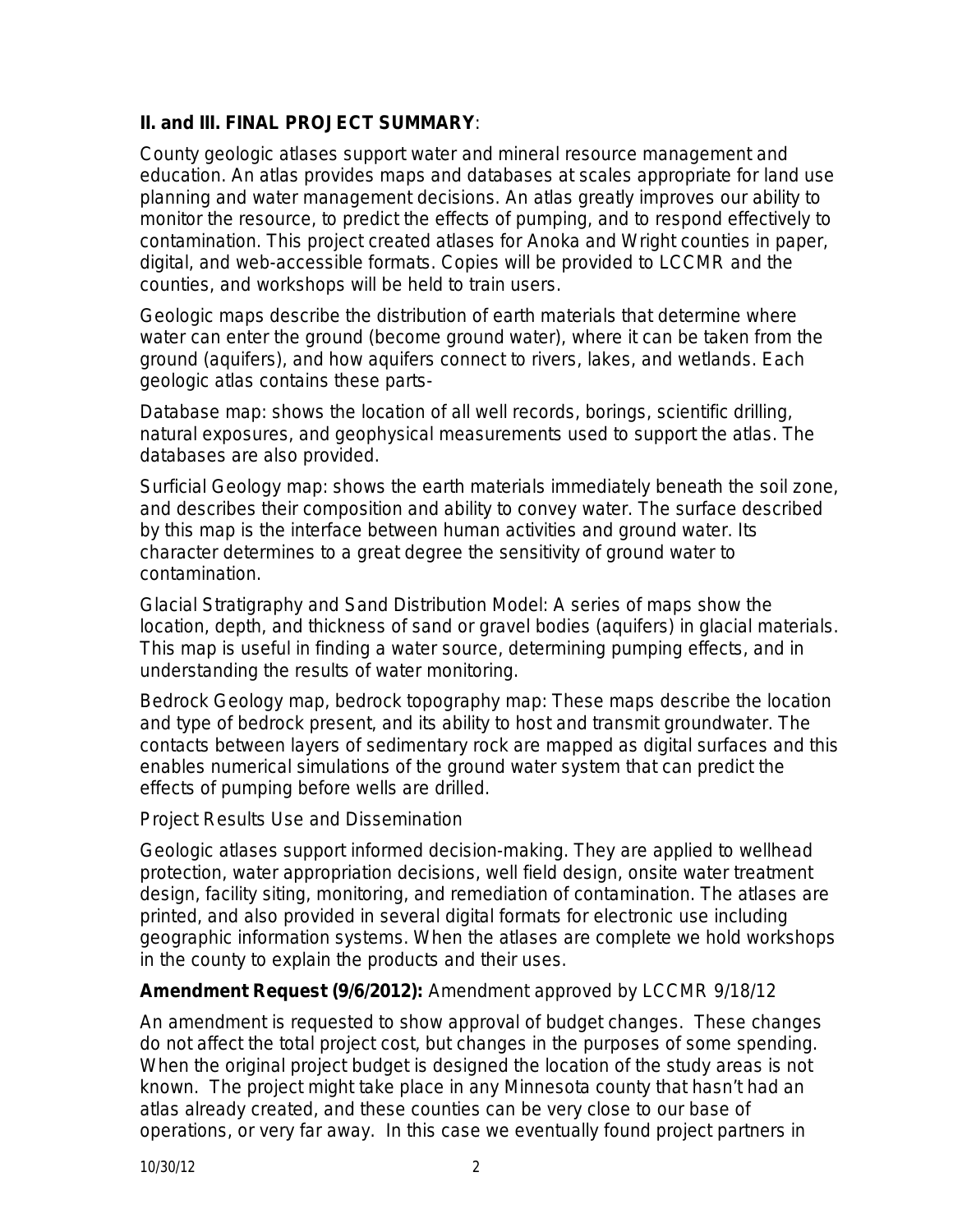**II. and III. FINAL PROJECT SUMMARY**:

County geologic atlases support water and mineral resource management and education. An atlas provides maps and databases at scales appropriate for land use planning and water management decisions. An atlas greatly improves our ability to monitor the resource, to predict the effects of pumping, and to respond effectively to contamination. This project created atlases for Anoka and Wright counties in paper, digital, and web-accessible formats. Copies will be provided to LCCMR and the counties, and workshops will be held to train users.

Geologic maps describe the distribution of earth materials that determine where water can enter the ground (become ground water), where it can be taken from the ground (aquifers), and how aquifers connect to rivers, lakes, and wetlands. Each geologic atlas contains these parts-

Database map: shows the location of all well records, borings, scientific drilling, natural exposures, and geophysical measurements used to support the atlas. The databases are also provided.

Surficial Geology map: shows the earth materials immediately beneath the soil zone, and describes their composition and ability to convey water. The surface described by this map is the interface between human activities and ground water. Its character determines to a great degree the sensitivity of ground water to contamination.

Glacial Stratigraphy and Sand Distribution Model: A series of maps show the location, depth, and thickness of sand or gravel bodies (aquifers) in glacial materials. This map is useful in finding a water source, determining pumping effects, and in understanding the results of water monitoring.

Bedrock Geology map, bedrock topography map: These maps describe the location and type of bedrock present, and its ability to host and transmit groundwater. The contacts between layers of sedimentary rock are mapped as digital surfaces and this enables numerical simulations of the ground water system that can predict the effects of pumping before wells are drilled.

Project Results Use and Dissemination

Geologic atlases support informed decision-making. They are applied to wellhead protection, water appropriation decisions, well field design, onsite water treatment design, facility siting, monitoring, and remediation of contamination. The atlases are printed, and also provided in several digital formats for electronic use including geographic information systems. When the atlases are complete we hold workshops in the county to explain the products and their uses.

**Amendment Request (9/6/2012):** Amendment approved by LCCMR 9/18/12

An amendment is requested to show approval of budget changes. These changes do not affect the total project cost, but changes in the purposes of some spending. When the original project budget is designed the location of the study areas is not known. The project might take place in any Minnesota county that hasn't had an atlas already created, and these counties can be very close to our base of operations, or very far away. In this case we eventually found project partners in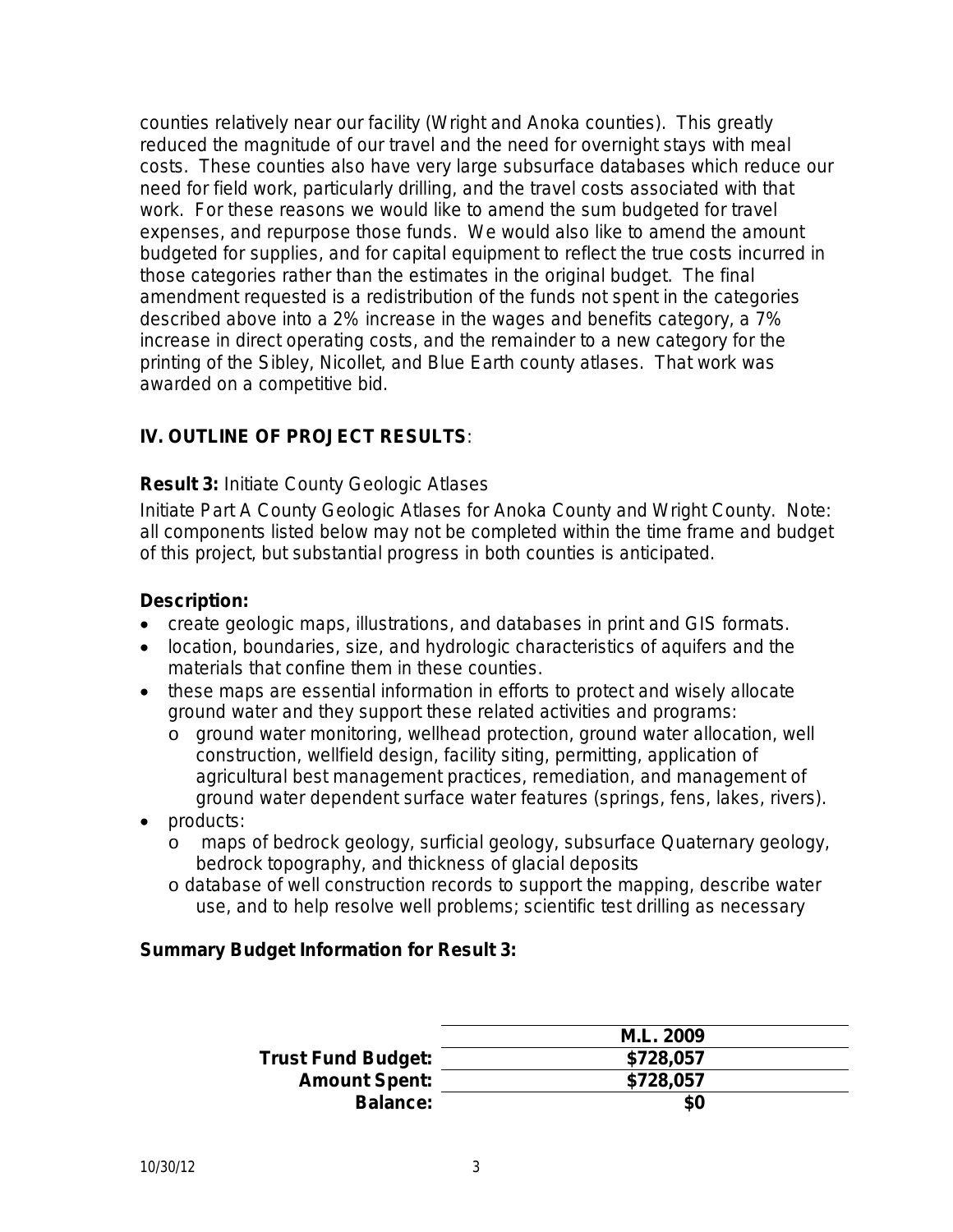counties relatively near our facility (Wright and Anoka counties). This greatly reduced the magnitude of our travel and the need for overnight stays with meal costs. These counties also have very large subsurface databases which reduce our need for field work, particularly drilling, and the travel costs associated with that work. For these reasons we would like to amend the sum budgeted for travel expenses, and repurpose those funds. We would also like to amend the amount budgeted for supplies, and for capital equipment to reflect the true costs incurred in those categories rather than the estimates in the original budget. The final amendment requested is a redistribution of the funds not spent in the categories described above into a 2% increase in the wages and benefits category, a 7% increase in direct operating costs, and the remainder to a new category for the printing of the Sibley, Nicollet, and Blue Earth county atlases. That work was awarded on a competitive bid.

## IV. OUTLINE OF PROJECT RESULTS:

**Result 3:** Initiate County Geologic Atlases

Initiate Part A County Geologic Atlases for Anoka County and Wright County. Note: all components listed below may not be completed within the time frame and budget of this project, but substantial progress in both counties is anticipated.

**Description:**

- create geologic maps, illustrations, and databases in print and GIS formats.
- location, boundaries, size, and hydrologic characteristics of aquifers and the materials that confine them in these counties.
- these maps are essential information in efforts to protect and wisely allocate ground water and they support these related activities and programs:
  - ground water monitoring, wellhead protection, ground water allocation, well construction, wellfield design, facility siting, permitting, application of agricultural best management practices, remediation, and management of ground water dependent surface water features (springs, fens, lakes, rivers).
- products:
  - maps of bedrock geology, surficial geology, subsurface Quaternary geology, bedrock topography, and thickness of glacial deposits
  - database of well construction records to support the mapping, describe water use, and to help resolve well problems; scientific test drilling as necessary

**Summary Budget Information for Result 3:**

| | M.L. 2009 |
|---|---|
| **Trust Fund Budget:** | **$728,057** |
| **Amount Spent:** | **$728,057** |
| **Balance:** | **$0** |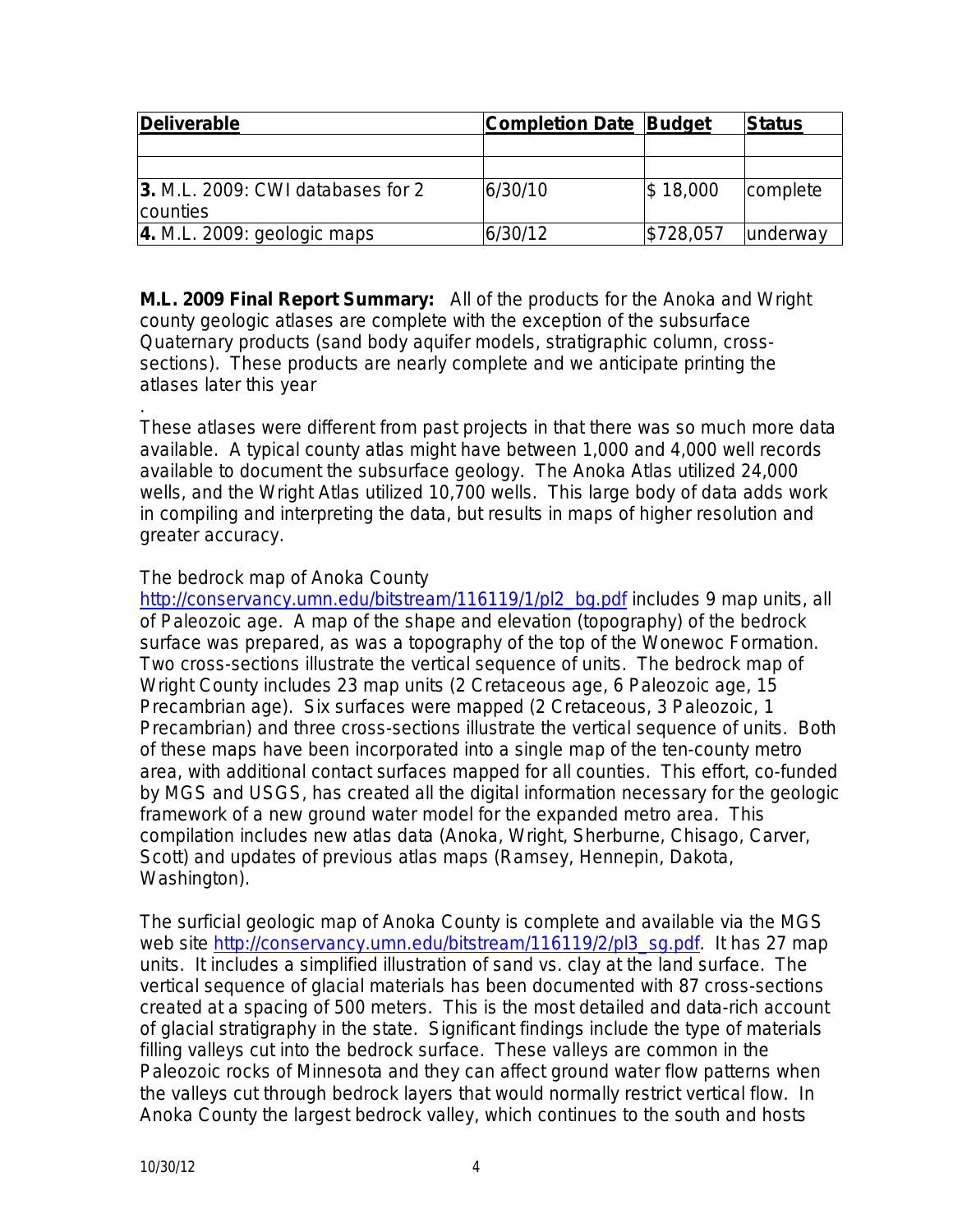| Deliverable | Completion Date | Budget | Status |
|---|---|---|---|
| | | | |
| | | | |
| **3.** M.L. 2009: CWI databases for 2 counties | 6/30/10 | $ 18,000 | complete |
| **4.** M.L. 2009: geologic maps | 6/30/12 | $728,057 | underway |

**M.L. 2009 Final Report Summary:** All of the products for the Anoka and Wright county geologic atlases are complete with the exception of the subsurface Quaternary products (sand body aquifer models, stratigraphic column, cross-sections). These products are nearly complete and we anticipate printing the atlases later this year

.
These atlases were different from past projects in that there was so much more data available. A typical county atlas might have between 1,000 and 4,000 well records available to document the subsurface geology. The Anoka Atlas utilized 24,000 wells, and the Wright Atlas utilized 10,700 wells. This large body of data adds work in compiling and interpreting the data, but results in maps of higher resolution and greater accuracy.

The bedrock map of Anoka County http://conservancy.umn.edu/bitstream/116119/1/pl2_bg.pdf includes 9 map units, all of Paleozoic age. A map of the shape and elevation (topography) of the bedrock surface was prepared, as was a topography of the top of the Wonewoc Formation. Two cross-sections illustrate the vertical sequence of units. The bedrock map of Wright County includes 23 map units (2 Cretaceous age, 6 Paleozoic age, 15 Precambrian age). Six surfaces were mapped (2 Cretaceous, 3 Paleozoic, 1 Precambrian) and three cross-sections illustrate the vertical sequence of units. Both of these maps have been incorporated into a single map of the ten-county metro area, with additional contact surfaces mapped for all counties. This effort, co-funded by MGS and USGS, has created all the digital information necessary for the geologic framework of a new ground water model for the expanded metro area. This compilation includes new atlas data (Anoka, Wright, Sherburne, Chisago, Carver, Scott) and updates of previous atlas maps (Ramsey, Hennepin, Dakota, Washington).

The surficial geologic map of Anoka County is complete and available via the MGS web site http://conservancy.umn.edu/bitstream/116119/2/pl3_sg.pdf. It has 27 map units. It includes a simplified illustration of sand vs. clay at the land surface. The vertical sequence of glacial materials has been documented with 87 cross-sections created at a spacing of 500 meters. This is the most detailed and data-rich account of glacial stratigraphy in the state. Significant findings include the type of materials filling valleys cut into the bedrock surface. These valleys are common in the Paleozoic rocks of Minnesota and they can affect ground water flow patterns when the valleys cut through bedrock layers that would normally restrict vertical flow. In Anoka County the largest bedrock valley, which continues to the south and hosts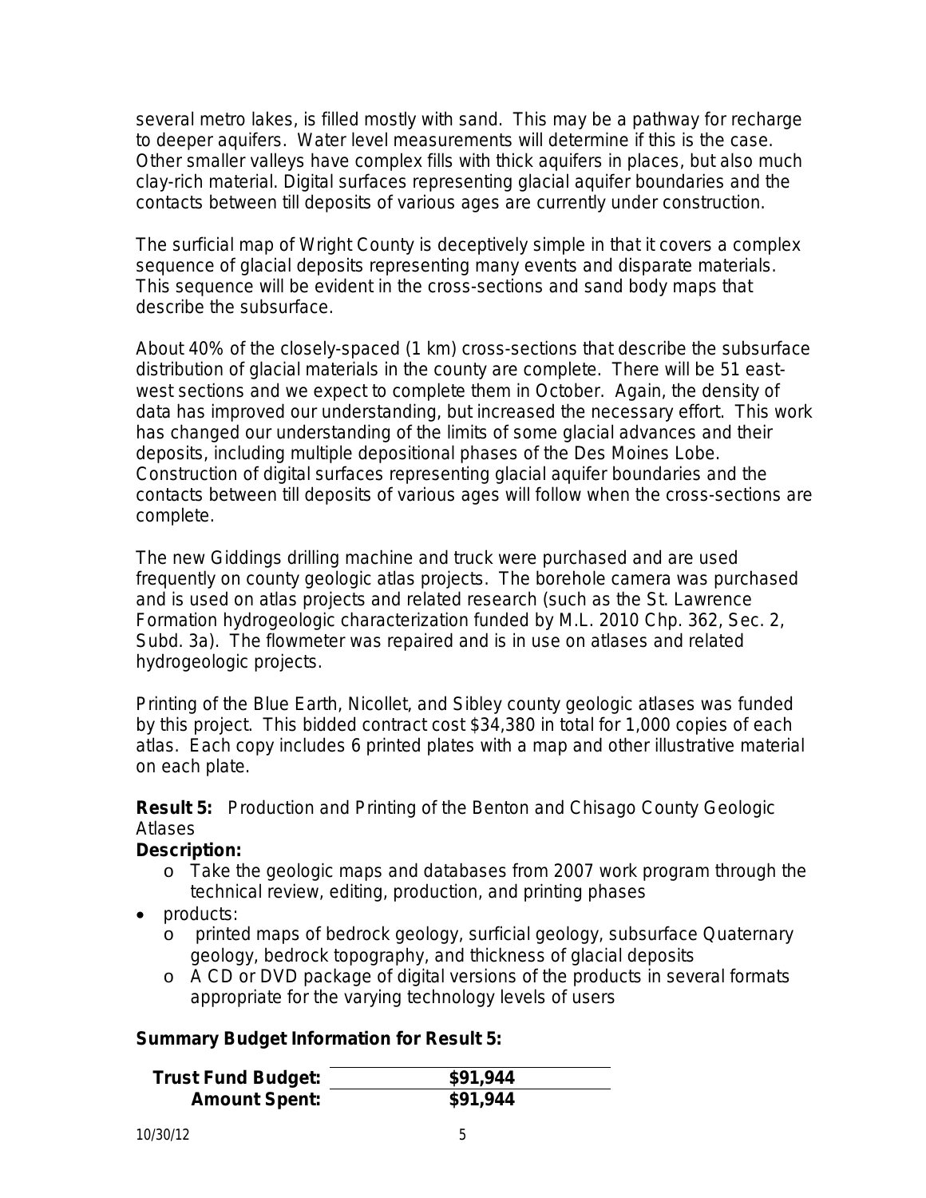several metro lakes, is filled mostly with sand. This may be a pathway for recharge to deeper aquifers. Water level measurements will determine if this is the case. Other smaller valleys have complex fills with thick aquifers in places, but also much clay-rich material. Digital surfaces representing glacial aquifer boundaries and the contacts between till deposits of various ages are currently under construction.

The surficial map of Wright County is deceptively simple in that it covers a complex sequence of glacial deposits representing many events and disparate materials. This sequence will be evident in the cross-sections and sand body maps that describe the subsurface.

About 40% of the closely-spaced (1 km) cross-sections that describe the subsurface distribution of glacial materials in the county are complete. There will be 51 east-west sections and we expect to complete them in October. Again, the density of data has improved our understanding, but increased the necessary effort. This work has changed our understanding of the limits of some glacial advances and their deposits, including multiple depositional phases of the Des Moines Lobe. Construction of digital surfaces representing glacial aquifer boundaries and the contacts between till deposits of various ages will follow when the cross-sections are complete.

The new Giddings drilling machine and truck were purchased and are used frequently on county geologic atlas projects. The borehole camera was purchased and is used on atlas projects and related research (such as the St. Lawrence Formation hydrogeologic characterization funded by M.L. 2010 Chp. 362, Sec. 2, Subd. 3a). The flowmeter was repaired and is in use on atlases and related hydrogeologic projects.

Printing of the Blue Earth, Nicollet, and Sibley county geologic atlases was funded by this project. This bidded contract cost $34,380 in total for 1,000 copies of each atlas. Each copy includes 6 printed plates with a map and other illustrative material on each plate.

**Result 5:** Production and Printing of the Benton and Chisago County Geologic Atlases

**Description:**

- o Take the geologic maps and databases from 2007 work program through the technical review, editing, production, and printing phases
- products:
  - o printed maps of bedrock geology, surficial geology, subsurface Quaternary geology, bedrock topography, and thickness of glacial deposits
  - o A CD or DVD package of digital versions of the products in several formats appropriate for the varying technology levels of users

**Summary Budget Information for Result 5:**

| | |
|---|---|
| **Trust Fund Budget:** | **$91,944** |
| **Amount Spent:** | **$91,944** |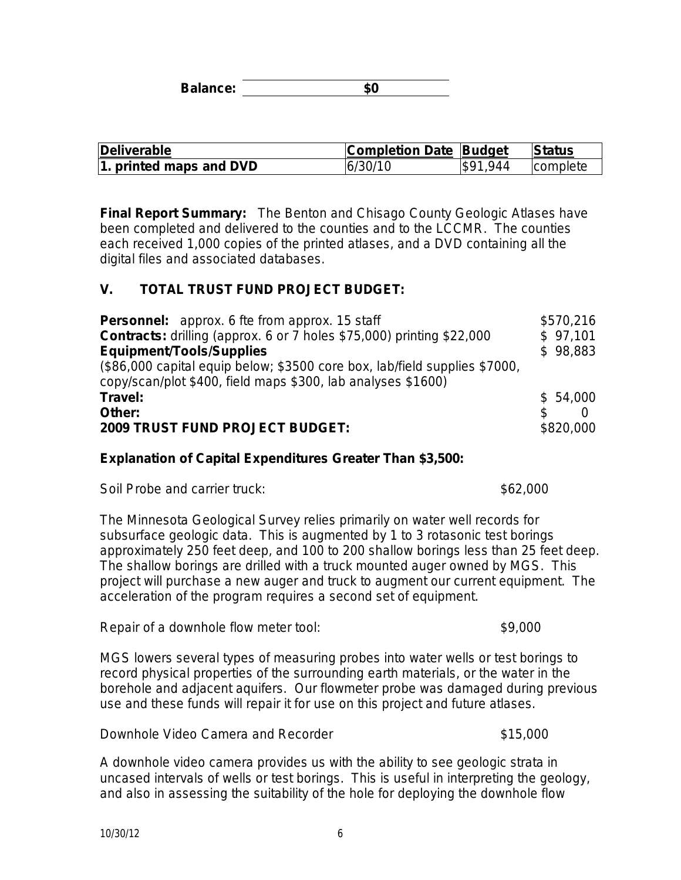**Balance:** **$0**

| Deliverable | Completion Date | Budget | Status |
|---|---|---|---|
| **1. printed maps and DVD** | 6/30/10 | $91,944 | complete |

**Final Report Summary:** The Benton and Chisago County Geologic Atlases have been completed and delivered to the counties and to the LCCMR. The counties each received 1,000 copies of the printed atlases, and a DVD containing all the digital files and associated databases.

## V. TOTAL TRUST FUND PROJECT BUDGET:

| | |
|---|---|
| **Personnel:** approx. 6 fte from approx. 15 staff | $570,216 |
| **Contracts:** drilling (approx. 6 or 7 holes $75,000) printing $22,000 | $ 97,101 |
| **Equipment/Tools/Supplies** ($86,000 capital equip below; $3500 core box, lab/field supplies $7000, copy/scan/plot $400, field maps $300, lab analyses $1600) | $ 98,883 |
| **Travel:** | $ 54,000 |
| **Other:** | $ 0 |
| **2009 TRUST FUND PROJECT BUDGET:** | $820,000 |

**Explanation of Capital Expenditures Greater Than $3,500:**

Soil Probe and carrier truck: $62,000

The Minnesota Geological Survey relies primarily on water well records for subsurface geologic data. This is augmented by 1 to 3 rotasonic test borings approximately 250 feet deep, and 100 to 200 shallow borings less than 25 feet deep. The shallow borings are drilled with a truck mounted auger owned by MGS. This project will purchase a new auger and truck to augment our current equipment. The acceleration of the program requires a second set of equipment.

Repair of a downhole flow meter tool: $9,000

MGS lowers several types of measuring probes into water wells or test borings to record physical properties of the surrounding earth materials, or the water in the borehole and adjacent aquifers. Our flowmeter probe was damaged during previous use and these funds will repair it for use on this project and future atlases.

Downhole Video Camera and Recorder $15,000

A downhole video camera provides us with the ability to see geologic strata in uncased intervals of wells or test borings. This is useful in interpreting the geology, and also in assessing the suitability of the hole for deploying the downhole flow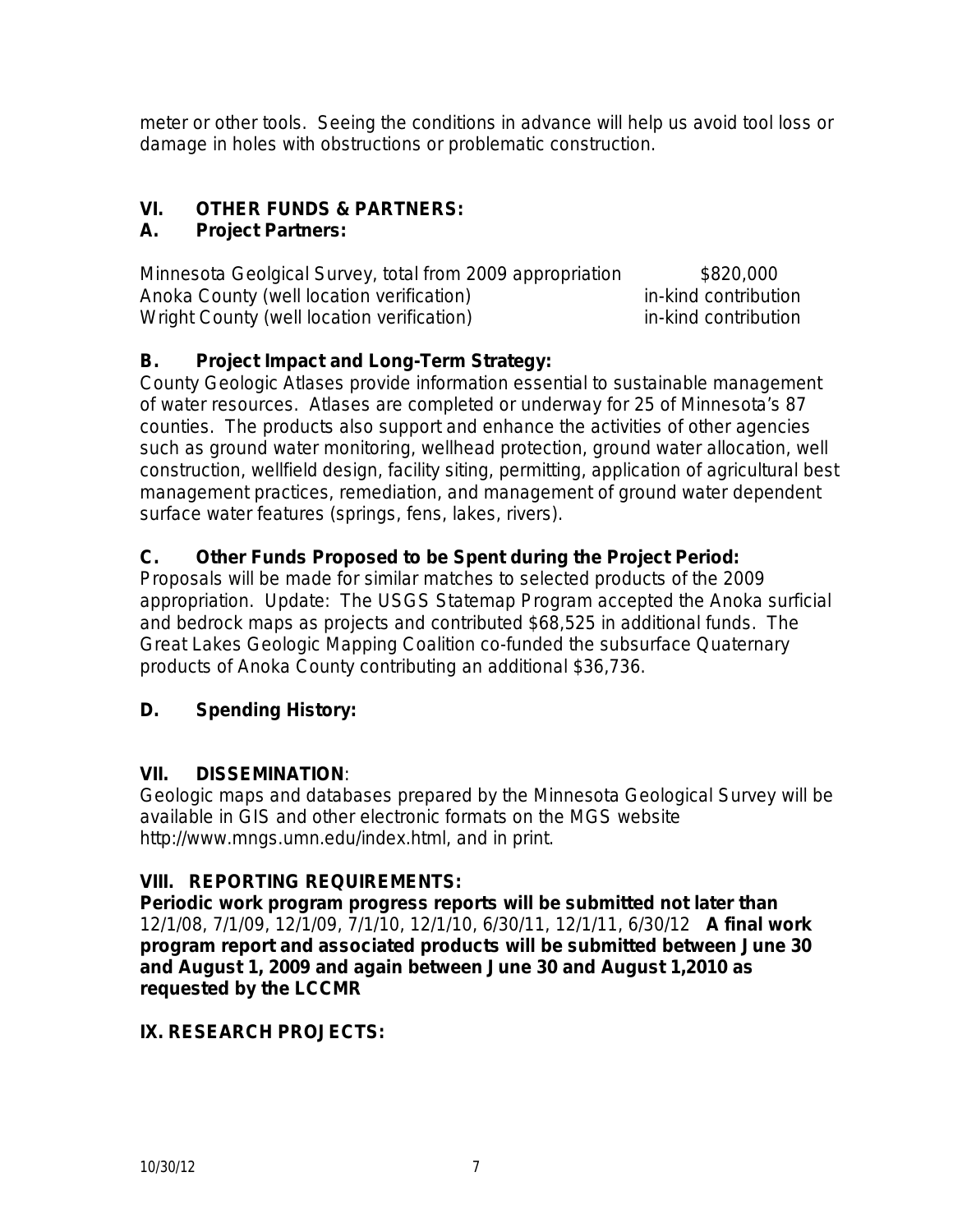meter or other tools. Seeing the conditions in advance will help us avoid tool loss or damage in holes with obstructions or problematic construction.

## VI. OTHER FUNDS & PARTNERS:

### A. Project Partners:

| | |
|---|---|
| Minnesota Geolgical Survey, total from 2009 appropriation | \$820,000 |
| Anoka County (well location verification) | in-kind contribution |
| Wright County (well location verification) | in-kind contribution |

### B. Project Impact and Long-Term Strategy:

County Geologic Atlases provide information essential to sustainable management of water resources. Atlases are completed or underway for 25 of Minnesota's 87 counties. The products also support and enhance the activities of other agencies such as ground water monitoring, wellhead protection, ground water allocation, well construction, wellfield design, facility siting, permitting, application of agricultural best management practices, remediation, and management of ground water dependent surface water features (springs, fens, lakes, rivers).

### C. Other Funds Proposed to be Spent during the Project Period:

Proposals will be made for similar matches to selected products of the 2009 appropriation. Update: The USGS Statemap Program accepted the Anoka surficial and bedrock maps as projects and contributed \$68,525 in additional funds. The Great Lakes Geologic Mapping Coalition co-funded the subsurface Quaternary products of Anoka County contributing an additional \$36,736.

### D. Spending History:

## VII. DISSEMINATION:

Geologic maps and databases prepared by the Minnesota Geological Survey will be available in GIS and other electronic formats on the MGS website http://www.mngs.umn.edu/index.html, and in print.

## VIII. REPORTING REQUIREMENTS:

**Periodic work program progress reports will be submitted not later than** 12/1/08, 7/1/09, 12/1/09, 7/1/10, 12/1/10, 6/30/11, 12/1/11, 6/30/12 **A final work program report and associated products will be submitted between June 30 and August 1, 2009 and again between June 30 and August 1,2010 as requested by the LCCMR**

## IX. RESEARCH PROJECTS: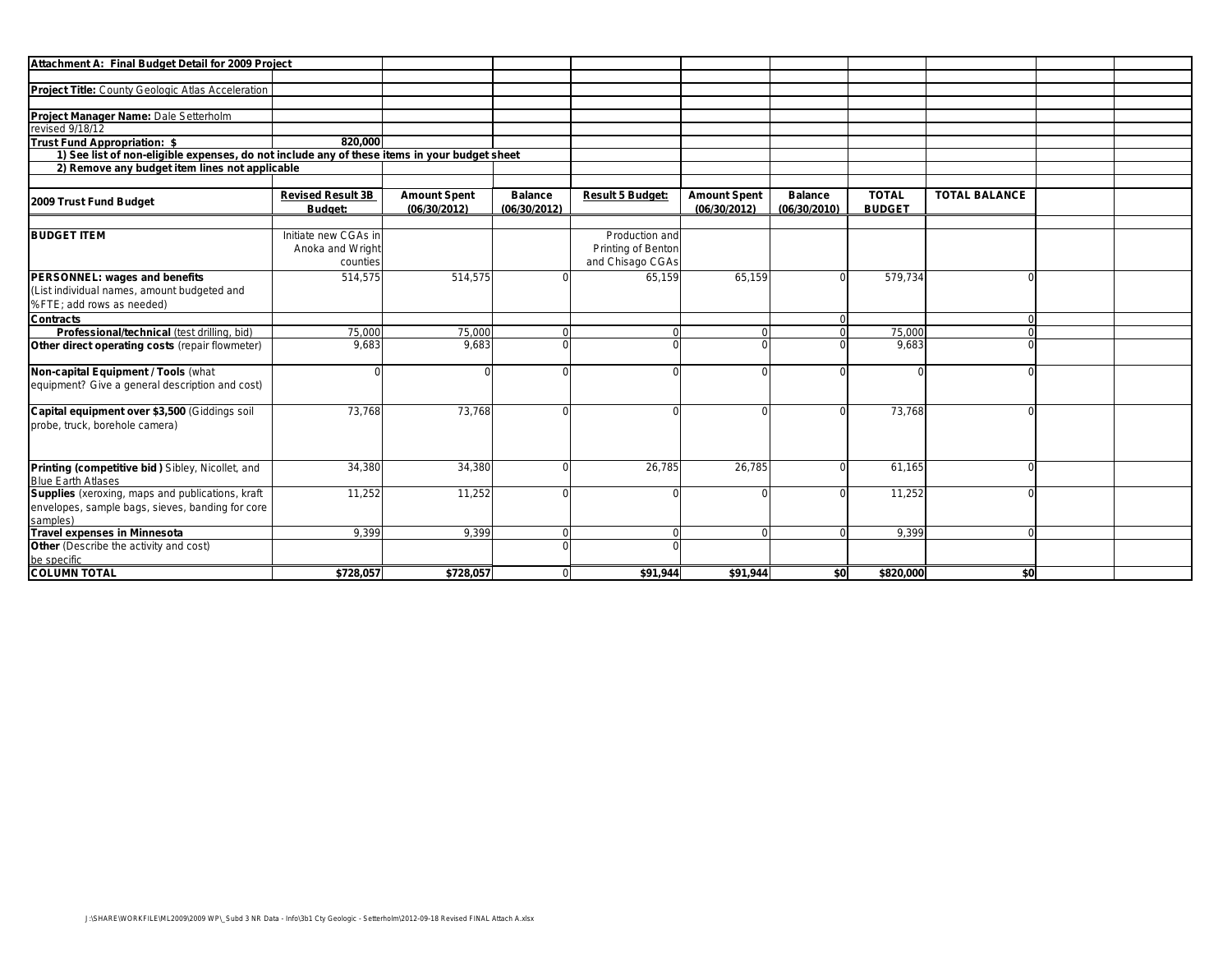**Attachment A: Final Budget Detail for 2009 Project**

**Project Title:** County Geologic Atlas Acceleration

**Project Manager Name:** Dale Setterholm

revised 9/18/12

**Trust Fund Appropriation: $** 820,000

**1) See list of non-eligible expenses, do not include any of these items in your budget sheet**

**2) Remove any budget item lines not applicable**

| 2009 Trust Fund Budget | Revised Result 3B Budget: | Amount Spent (06/30/2012) | Balance (06/30/2012) | Result 5 Budget: | Amount Spent (06/30/2012) | Balance (06/30/2010) | TOTAL BUDGET | TOTAL BALANCE |
|---|---|---|---|---|---|---|---|---|
| **BUDGET ITEM** | Initiate new CGAs in Anoka and Wright counties | | | Production and Printing of Benton and Chisago CGAs | | | | |
| **PERSONNEL: wages and benefits** (List individual names, amount budgeted and %FTE; add rows as needed) | 514,575 | 514,575 | 0 | 65,159 | 65,159 | 0 | 579,734 | 0 |
| **Contracts** | | | | | | 0 | | 0 |
| **Professional/technical** (test drilling, bid) | 75,000 | 75,000 | 0 | 0 | 0 | 0 | 75,000 | 0 |
| **Other direct operating costs** (repair flowmeter) | 9,683 | 9,683 | 0 | 0 | 0 | 0 | 9,683 | 0 |
| **Non-capital Equipment / Tools** (what equipment? Give a general description and cost) | 0 | 0 | 0 | 0 | 0 | 0 | 0 | 0 |
| **Capital equipment over $3,500** (Giddings soil probe, truck, borehole camera) | 73,768 | 73,768 | 0 | 0 | 0 | 0 | 73,768 | 0 |
| **Printing (competitive bid )** Sibley, Nicollet, and Blue Earth Atlases | 34,380 | 34,380 | 0 | 26,785 | 26,785 | 0 | 61,165 | 0 |
| **Supplies** (xeroxing, maps and publications, kraft envelopes, sample bags, sieves, banding for core samples) | 11,252 | 11,252 | 0 | 0 | 0 | 0 | 11,252 | 0 |
| **Travel expenses in Minnesota** | 9,399 | 9,399 | 0 | 0 | 0 | 0 | 9,399 | 0 |
| **Other** (Describe the activity and cost) be specific | | | 0 | 0 | | | | |
| **COLUMN TOTAL** | **$728,057** | **$728,057** | 0 | **$91,944** | **$91,944** | **$0** | **$820,000** | **$0** |

J:\SHARE\WORKFILE\ML2009\2009 WP\_Subd 3 NR Data - Info\3b1 Cty Geologic - Setterholm\2012-09-18 Revised FINAL Attach A.xlsx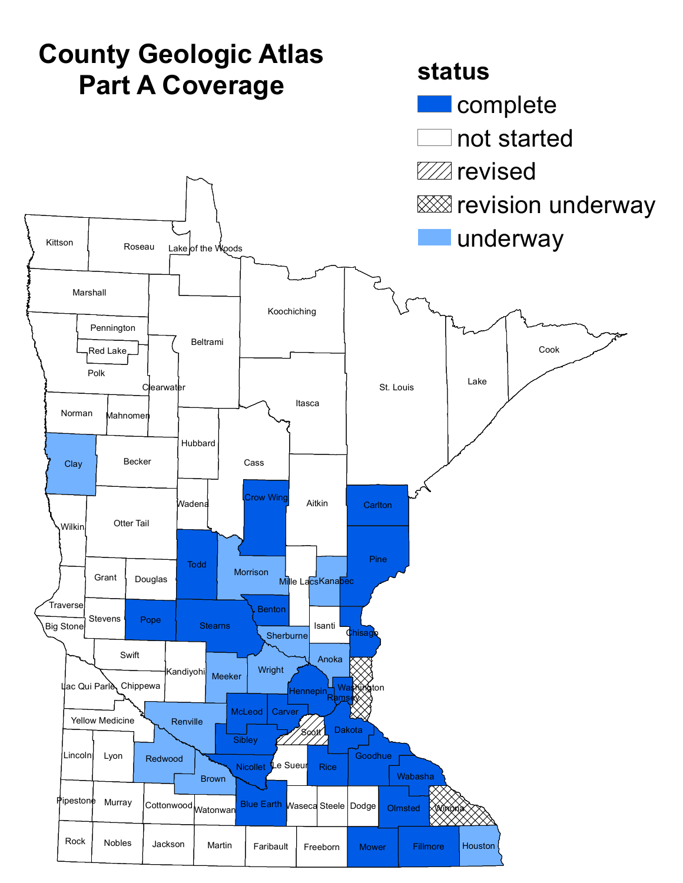# County Geologic Atlas Part A Coverage

**status**

complete

not started

revised

revision underway

underway

Kittson
Roseau
Lake of the Woods
Marshall
Koochiching
Pennington
Red Lake
Beltrami
Cook
Polk
Clearwater
St. Louis
Lake
Itasca
Norman
Mahnomen
Hubbard
Clay
Becker
Cass
Wadena
Crow Wing
Aitkin
Carlton
Wilkin
Otter Tail
Todd
Pine
Grant
Douglas
Morrison
Mille Lacs
Kanabec
Traverse
Big Stone
Stevens
Pope
Stearns
Benton
Isanti
Chisago
Sherburne
Swift
Kandiyohi
Meeker
Wright
Anoka
Lac Qui Parle
Chippewa
Hennepin
Washington
Ramsey
Yellow Medicine
Renville
McLeod
Carver
Scott
Dakota
Sibley
Lincoln
Lyon
Redwood
Nicollet
Le Sueur
Rice
Goodhue
Wabasha
Brown
Pipestone
Murray
Cottonwood
Watonwan
Blue Earth
Waseca
Steele
Dodge
Olmsted
Winona
Rock
Nobles
Jackson
Martin
Faribault
Freeborn
Mower
Fillmore
Houston